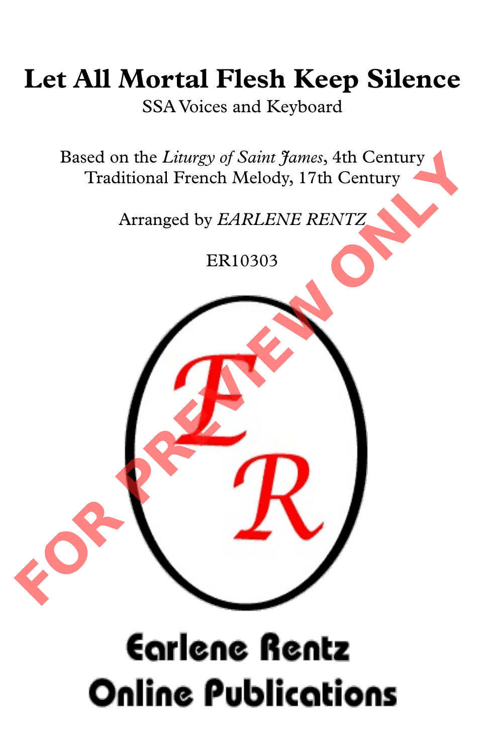# Let All Mortal Flesh Keep Silence

SSA Voices and Keyboard

Based on the *Liturgy of Saint James*, 4th Century
Traditional French Melody, 17th Century

Arranged by *EARLENE RENTZ*

ER10303

FOR PREVIEW ONLY

Earlene Rentz
Online Publications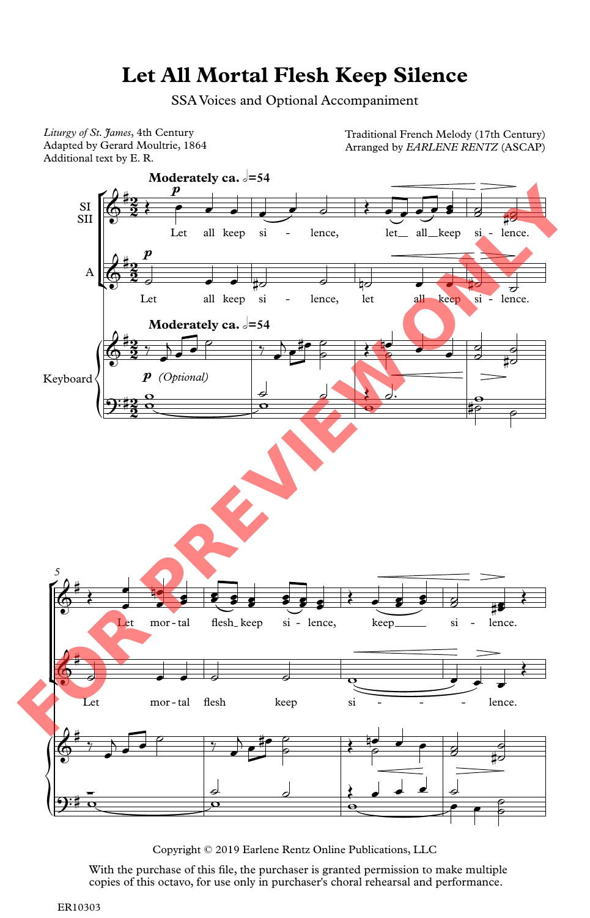# Let All Mortal Flesh Keep Silence

SSA Voices and Optional Accompaniment

*Liturgy of St. James*, 4th Century
Adapted by Gerard Moultrie, 1864
Additional text by E. R.

Traditional French Melody (17th Century)
Arranged by *EARLENE RENTZ* (ASCAP)

Copyright © 2019 Earlene Rentz Online Publications, LLC

With the purchase of this file, the purchaser is granted permission to make multiple copies of this octavo, for use only in purchaser's choral rehearsal and performance.

ER10303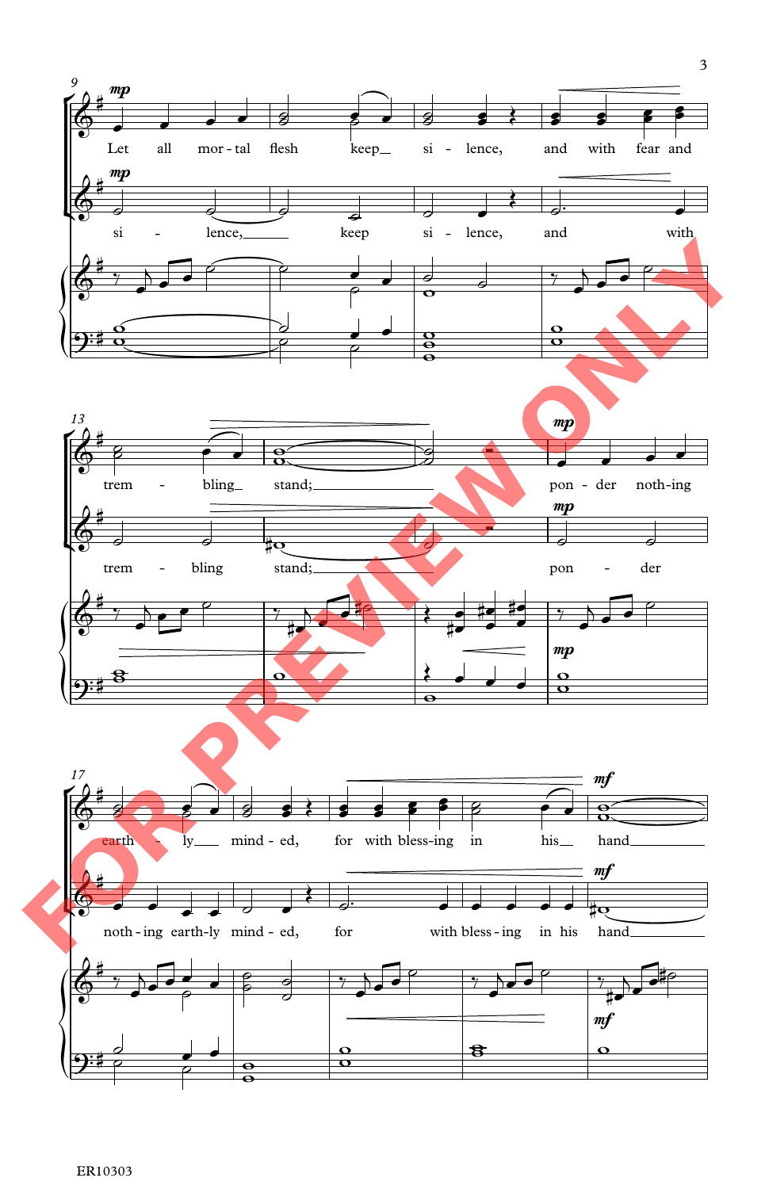9

*mp*

Let all mor - tal flesh keep__ si - lence, and with fear and

*mp*

si - lence,______ keep si - lence, and with

13

trem - bling__ stand;______ *mp* pon - der noth-ing

trem - bling stand;______ *mp* pon - der

*mp*

17

earth - ly___ mind - ed, for with bless-ing in his__ *mf* hand______

noth - ing earth-ly mind - ed, for with bless - ing in his *mf* hand______

*mf*

FOR PREVIEW ONLY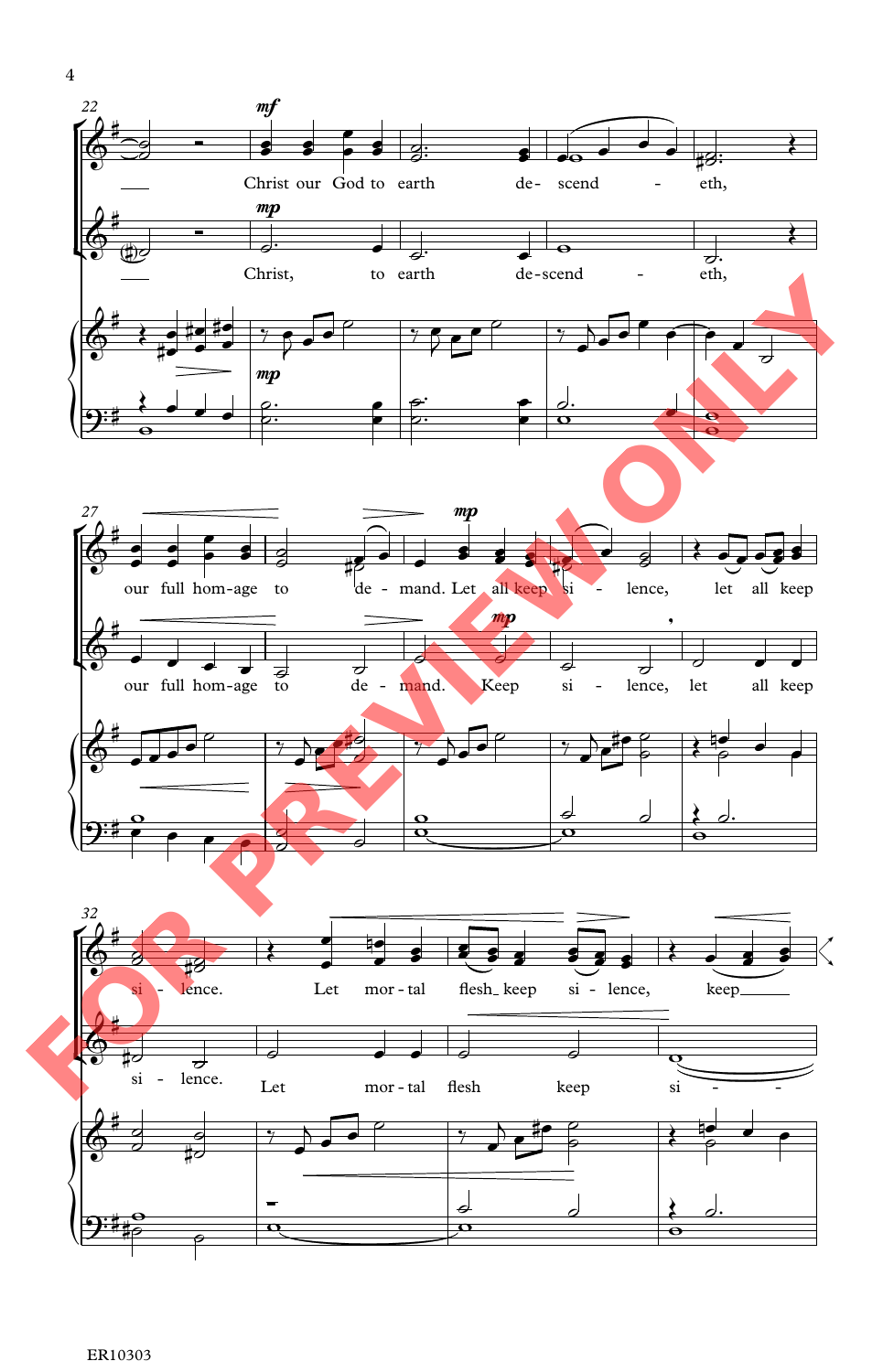22

*mf*

Christ our God to earth de- scend - eth,

*mp*

Christ, to earth de-scend - eth,

*mp*

27

*mp*

our full hom-age to de - mand. Let all keep si - lence, let all keep

*mp*

our full hom-age to de - mand. Keep si - lence, let all keep

32

si - lence. Let mor - tal flesh_ keep si - lence, keep_____

si - lence. Let mor - tal flesh keep si - -

FOR PREVIEW ONLY

ER10303